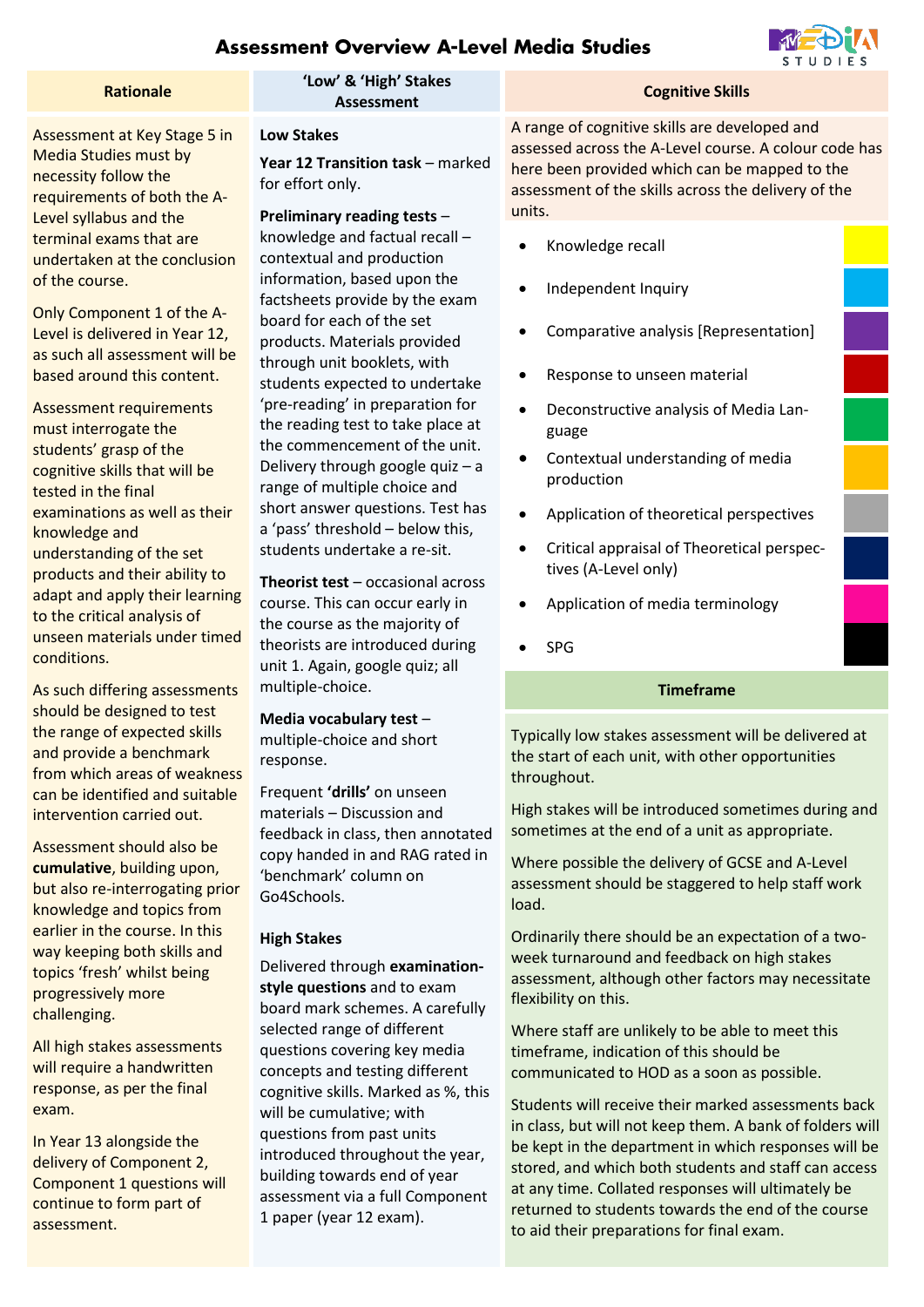# Assessment Overview A-Level Media Studies

## Rationale

Assessment at Key Stage 5 in Media Studies must by necessity follow the requirements of both the A-Level syllabus and the terminal exams that are undertaken at the conclusion of the course.

Only Component 1 of the A-Level is delivered in Year 12, as such all assessment will be based around this content.

Assessment requirements must interrogate the students' grasp of the cognitive skills that will be tested in the final examinations as well as their knowledge and understanding of the set products and their ability to adapt and apply their learning to the critical analysis of unseen materials under timed conditions.

As such differing assessments should be designed to test the range of expected skills and provide a benchmark from which areas of weakness can be identified and suitable intervention carried out.

Assessment should also be **cumulative**, building upon, but also re-interrogating prior knowledge and topics from earlier in the course. In this way keeping both skills and topics 'fresh' whilst being progressively more challenging.

All high stakes assessments will require a handwritten response, as per the final exam.

In Year 13 alongside the delivery of Component 2, Component 1 questions will continue to form part of assessment.

## 'Low' & 'High' Stakes Assessment

### Low Stakes

**Year 12 Transition task** – marked for effort only.

**Preliminary reading tests** – knowledge and factual recall – contextual and production information, based upon the factsheets provide by the exam board for each of the set products. Materials provided through unit booklets, with students expected to undertake 'pre-reading' in preparation for the reading test to take place at the commencement of the unit. Delivery through google quiz – a range of multiple choice and short answer questions. Test has a 'pass' threshold – below this, students undertake a re-sit.

**Theorist test** – occasional across course. This can occur early in the course as the majority of theorists are introduced during unit 1. Again, google quiz; all multiple-choice.

**Media vocabulary test** – multiple-choice and short response.

Frequent **'drills'** on unseen materials – Discussion and feedback in class, then annotated copy handed in and RAG rated in 'benchmark' column on Go4Schools.

### High Stakes

Delivered through **examination-style questions** and to exam board mark schemes. A carefully selected range of different questions covering key media concepts and testing different cognitive skills. Marked as %, this will be cumulative; with questions from past units introduced throughout the year, building towards end of year assessment via a full Component 1 paper (year 12 exam).

## Cognitive Skills

A range of cognitive skills are developed and assessed across the A-Level course. A colour code has here been provided which can be mapped to the assessment of the skills across the delivery of the units.

- Knowledge recall
- Independent Inquiry
- Comparative analysis [Representation]
- Response to unseen material
- Deconstructive analysis of Media Language
- Contextual understanding of media production
- Application of theoretical perspectives
- Critical appraisal of Theoretical perspectives (A-Level only)
- Application of media terminology
- SPG

## Timeframe

Typically low stakes assessment will be delivered at the start of each unit, with other opportunities throughout.

High stakes will be introduced sometimes during and sometimes at the end of a unit as appropriate.

Where possible the delivery of GCSE and A-Level assessment should be staggered to help staff work load.

Ordinarily there should be an expectation of a two-week turnaround and feedback on high stakes assessment, although other factors may necessitate flexibility on this.

Where staff are unlikely to be able to meet this timeframe, indication of this should be communicated to HOD as a soon as possible.

Students will receive their marked assessments back in class, but will not keep them. A bank of folders will be kept in the department in which responses will be stored, and which both students and staff can access at any time. Collated responses will ultimately be returned to students towards the end of the course to aid their preparations for final exam.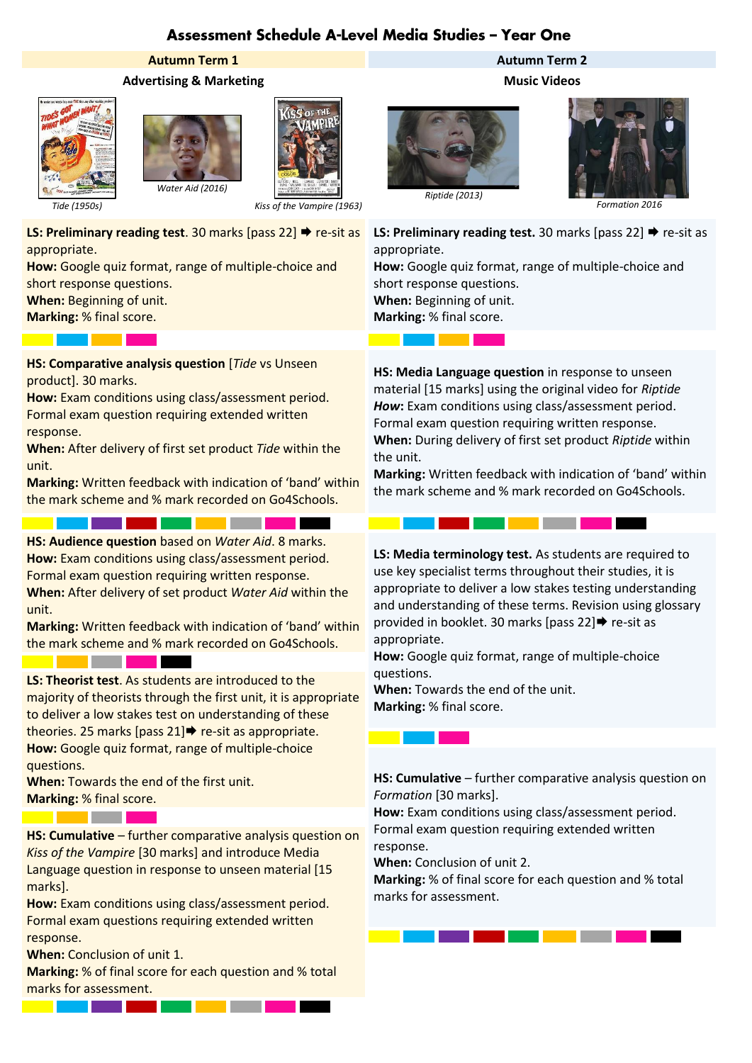# Assessment Schedule A-Level Media Studies – Year One

## Autumn Term 1

### Advertising & Marketing

*Tide (1950s)* *Water Aid (2016)* *Kiss of the Vampire (1963)*

**LS: Preliminary reading test**. 30 marks [pass 22] ➡ re-sit as appropriate.
**How:** Google quiz format, range of multiple-choice and short response questions.
**When:** Beginning of unit.
**Marking:** % final score.

**HS: Comparative analysis question** [*Tide* vs Unseen product]. 30 marks.
**How:** Exam conditions using class/assessment period. Formal exam question requiring extended written response.
**When:** After delivery of first set product *Tide* within the unit.
**Marking:** Written feedback with indication of 'band' within the mark scheme and % mark recorded on Go4Schools.

**HS: Audience question** based on *Water Aid*. 8 marks.
**How:** Exam conditions using class/assessment period. Formal exam question requiring written response.
**When:** After delivery of set product *Water Aid* within the unit.
**Marking:** Written feedback with indication of 'band' within the mark scheme and % mark recorded on Go4Schools.

**LS: Theorist test**. As students are introduced to the majority of theorists through the first unit, it is appropriate to deliver a low stakes test on understanding of these theories. 25 marks [pass 21]➡ re-sit as appropriate.
**How:** Google quiz format, range of multiple-choice questions.
**When:** Towards the end of the first unit.
**Marking:** % final score.

**HS: Cumulative** – further comparative analysis question on *Kiss of the Vampire* [30 marks] and introduce Media Language question in response to unseen material [15 marks].
**How:** Exam conditions using class/assessment period. Formal exam questions requiring extended written response.
**When:** Conclusion of unit 1.
**Marking:** % of final score for each question and % total marks for assessment.

## Autumn Term 2

### Music Videos

*Riptide (2013)* *Formation 2016*

**LS: Preliminary reading test.** 30 marks [pass 22] ➡ re-sit as appropriate.
**How:** Google quiz format, range of multiple-choice and short response questions.
**When:** Beginning of unit.
**Marking:** % final score.

**HS: Media Language question** in response to unseen material [15 marks] using the original video for *Riptide*
***How***: Exam conditions using class/assessment period. Formal exam question requiring written response.
**When:** During delivery of first set product *Riptide* within the unit.
**Marking:** Written feedback with indication of 'band' within the mark scheme and % mark recorded on Go4Schools.

**LS: Media terminology test.** As students are required to use key specialist terms throughout their studies, it is appropriate to deliver a low stakes testing understanding and understanding of these terms. Revision using glossary provided in booklet. 30 marks [pass 22]➡ re-sit as appropriate.
**How:** Google quiz format, range of multiple-choice questions.
**When:** Towards the end of the unit.
**Marking:** % final score.

**HS: Cumulative** – further comparative analysis question on *Formation* [30 marks].
**How:** Exam conditions using class/assessment period. Formal exam question requiring extended written response.
**When:** Conclusion of unit 2.
**Marking:** % of final score for each question and % total marks for assessment.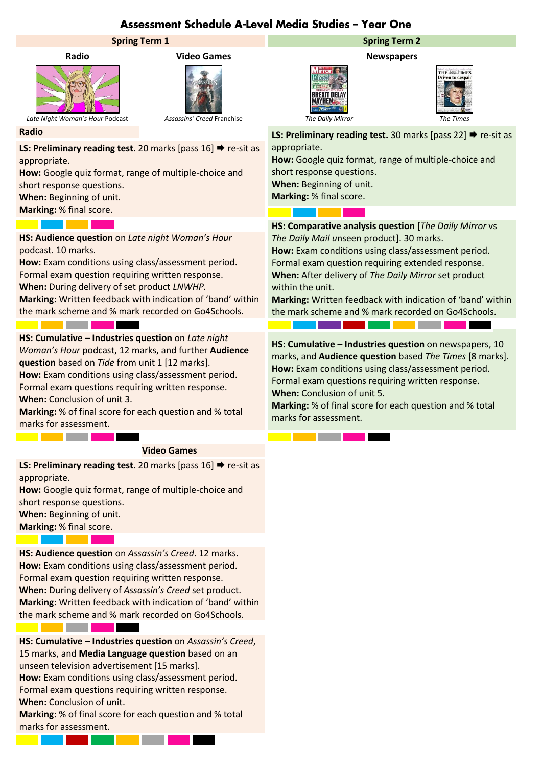# Assessment Schedule A-Level Media Studies – Year One

## Spring Term 1

### Radio

*Late Night Woman's Hour* Podcast

### Video Games

*Assassins' Creed* Franchise

### Radio

**LS: Preliminary reading test**. 20 marks [pass 16] ➡ re-sit as appropriate.
**How:** Google quiz format, range of multiple-choice and short response questions.
**When:** Beginning of unit.
**Marking:** % final score.

**HS: Audience question** on *Late night Woman's Hour* podcast. 10 marks.
**How:** Exam conditions using class/assessment period. Formal exam question requiring written response.
**When:** During delivery of set product *LNWHP*.
**Marking:** Written feedback with indication of 'band' within the mark scheme and % mark recorded on Go4Schools.

**HS: Cumulative** – **Industries question** on *Late night Woman's Hour* podcast, 12 marks, and further **Audience question** based on *Tide* from unit 1 [12 marks].
**How:** Exam conditions using class/assessment period. Formal exam questions requiring written response.
**When:** Conclusion of unit 3.
**Marking:** % of final score for each question and % total marks for assessment.

### Video Games

**LS: Preliminary reading test**. 20 marks [pass 16] ➡ re-sit as appropriate.
**How:** Google quiz format, range of multiple-choice and short response questions.
**When:** Beginning of unit.
**Marking:** % final score.

**HS: Audience question** on *Assassin's Creed*. 12 marks.
**How:** Exam conditions using class/assessment period. Formal exam question requiring written response.
**When:** During delivery of *Assassin's Creed* set product.
**Marking:** Written feedback with indication of 'band' within the mark scheme and % mark recorded on Go4Schools.

**HS: Cumulative** – **Industries question** on *Assassin's Creed*, 15 marks, and **Media Language question** based on an unseen television advertisement [15 marks].
**How:** Exam conditions using class/assessment period. Formal exam questions requiring written response.
**When:** Conclusion of unit.
**Marking:** % of final score for each question and % total marks for assessment.

## Spring Term 2

### Newspapers

*The Daily Mirror* — *The Times*

**LS: Preliminary reading test.** 30 marks [pass 22] ➡ re-sit as appropriate.
**How:** Google quiz format, range of multiple-choice and short response questions.
**When:** Beginning of unit.
**Marking:** % final score.

**HS: Comparative analysis question** [*The Daily Mirror* vs *The Daily Mail* unseen product]. 30 marks.
**How:** Exam conditions using class/assessment period. Formal exam question requiring extended response.
**When:** After delivery of *The Daily Mirror* set product within the unit.
**Marking:** Written feedback with indication of 'band' within the mark scheme and % mark recorded on Go4Schools.

**HS: Cumulative** – **Industries question** on newspapers, 10 marks, and **Audience question** based *The Times* [8 marks].
**How:** Exam conditions using class/assessment period. Formal exam questions requiring written response.
**When:** Conclusion of unit 5.
**Marking:** % of final score for each question and % total marks for assessment.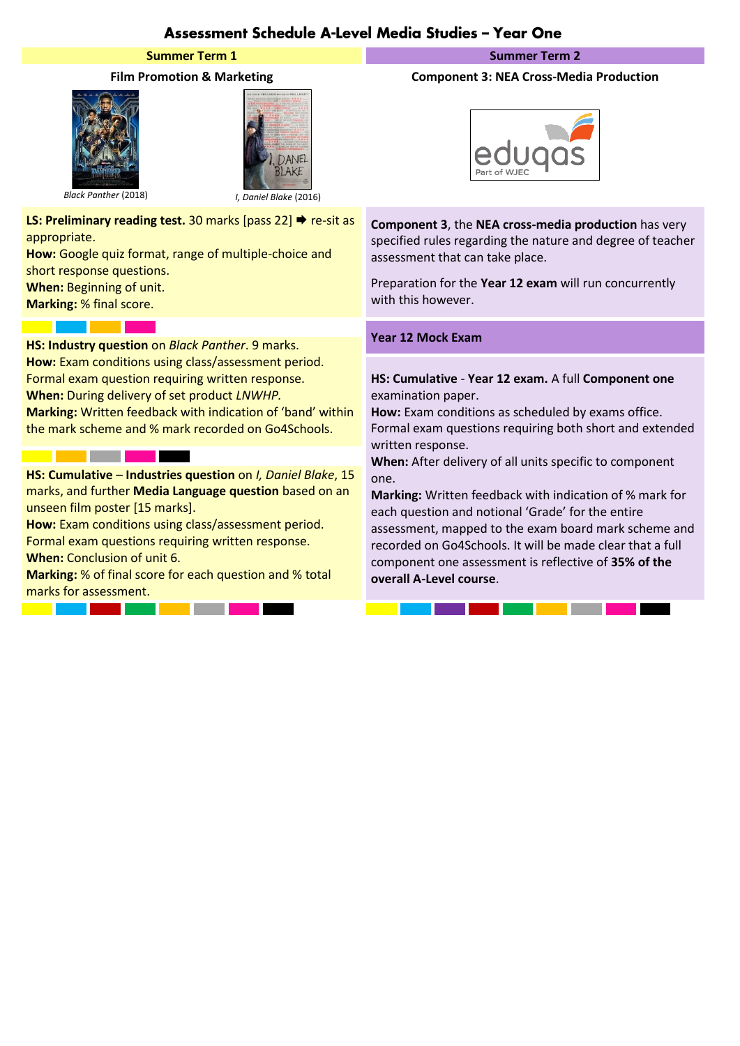# Assessment Schedule A-Level Media Studies – Year One

## Summer Term 1

### Film Promotion & Marketing

*Black Panther* (2018)

*I, Daniel Blake* (2016)

**LS: Preliminary reading test.** 30 marks [pass 22] ➡ re-sit as appropriate.
**How:** Google quiz format, range of multiple-choice and short response questions.
**When:** Beginning of unit.
**Marking:** % final score.

**HS: Industry question** on *Black Panther*. 9 marks.
**How:** Exam conditions using class/assessment period. Formal exam question requiring written response.
**When:** During delivery of set product *LNWHP.*
**Marking:** Written feedback with indication of 'band' within the mark scheme and % mark recorded on Go4Schools.

**HS: Cumulative** – **Industries question** on *I, Daniel Blake*, 15 marks, and further **Media Language question** based on an unseen film poster [15 marks].
**How:** Exam conditions using class/assessment period. Formal exam questions requiring written response.
**When:** Conclusion of unit 6.
**Marking:** % of final score for each question and % total marks for assessment.

## Summer Term 2

### Component 3: NEA Cross-Media Production

eduqas Part of WJEC

**Component 3**, the **NEA cross-media production** has very specified rules regarding the nature and degree of teacher assessment that can take place.

Preparation for the **Year 12 exam** will run concurrently with this however.

### Year 12 Mock Exam

**HS: Cumulative** - **Year 12 exam.** A full **Component one** examination paper.
**How:** Exam conditions as scheduled by exams office. Formal exam questions requiring both short and extended written response.
**When:** After delivery of all units specific to component one.
**Marking:** Written feedback with indication of % mark for each question and notional 'Grade' for the entire assessment, mapped to the exam board mark scheme and recorded on Go4Schools. It will be made clear that a full component one assessment is reflective of **35% of the overall A-Level course**.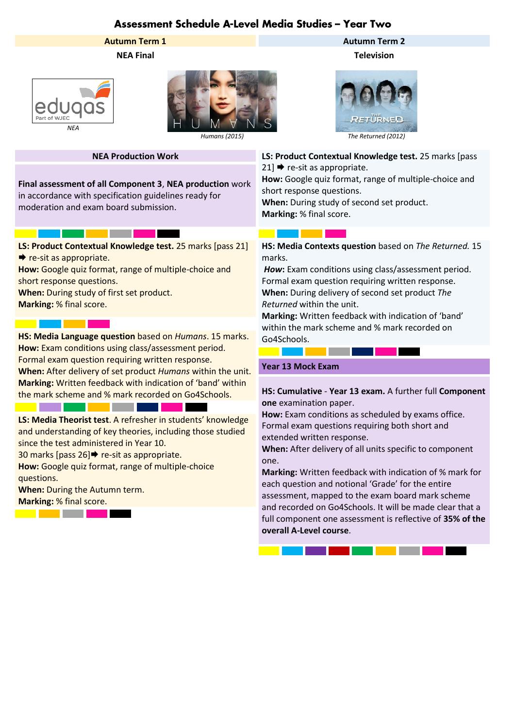# Assessment Schedule A-Level Media Studies – Year Two

## Autumn Term 1

### NEA Final

*NEA*

*Humans (2015)*

#### NEA Production Work

**Final assessment of all Component 3**, **NEA production** work in accordance with specification guidelines ready for moderation and exam board submission.

**LS: Product Contextual Knowledge test.** 25 marks [pass 21] ➡ re-sit as appropriate.
**How:** Google quiz format, range of multiple-choice and short response questions.
**When:** During study of first set product.
**Marking:** % final score.

**HS: Media Language question** based on *Humans*. 15 marks.
**How:** Exam conditions using class/assessment period. Formal exam question requiring written response.
**When:** After delivery of set product *Humans* within the unit.
**Marking:** Written feedback with indication of 'band' within the mark scheme and % mark recorded on Go4Schools.

**LS: Media Theorist test**. A refresher in students' knowledge and understanding of key theories, including those studied since the test administered in Year 10.
30 marks [pass 26]➡ re-sit as appropriate.
**How:** Google quiz format, range of multiple-choice questions.
**When:** During the Autumn term.
**Marking:** % final score.

## Autumn Term 2

### Television

*The Returned (2012)*

**LS: Product Contextual Knowledge test.** 25 marks [pass 21] ➡ re-sit as appropriate.
**How:** Google quiz format, range of multiple-choice and short response questions.
**When:** During study of second set product.
**Marking:** % final score.

**HS: Media Contexts question** based on *The Returned.* 15 marks.
***How*:** Exam conditions using class/assessment period. Formal exam question requiring written response.
**When:** During delivery of second set product *The Returned* within the unit.
**Marking:** Written feedback with indication of 'band' within the mark scheme and % mark recorded on Go4Schools.

#### Year 13 Mock Exam

**HS: Cumulative** - **Year 13 exam.** A further full **Component one** examination paper.
**How:** Exam conditions as scheduled by exams office. Formal exam questions requiring both short and extended written response.
**When:** After delivery of all units specific to component one.
**Marking:** Written feedback with indication of % mark for each question and notional 'Grade' for the entire assessment, mapped to the exam board mark scheme and recorded on Go4Schools. It will be made clear that a full component one assessment is reflective of **35% of the overall A-Level course**.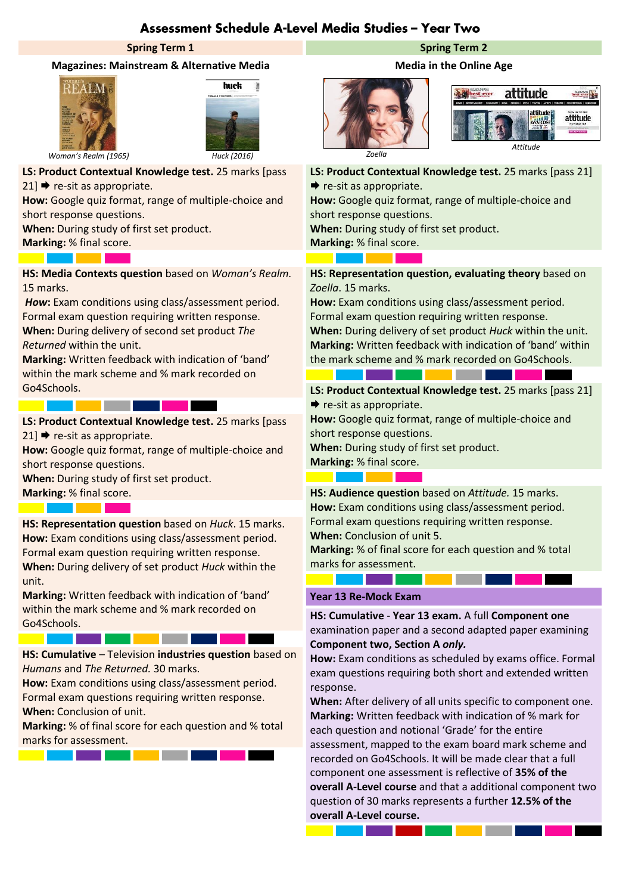# Assessment Schedule A-Level Media Studies – Year Two

## Spring Term 1

### Magazines: Mainstream & Alternative Media

*Woman's Realm (1965)*

*Huck (2016)*

**LS: Product Contextual Knowledge test.** 25 marks [pass 21] ➡ re-sit as appropriate.
**How:** Google quiz format, range of multiple-choice and short response questions.
**When:** During study of first set product.
**Marking:** % final score.

**HS: Media Contexts question** based on *Woman's Realm.* 15 marks.
***How*:** Exam conditions using class/assessment period. Formal exam question requiring written response.
**When:** During delivery of second set product *The Returned* within the unit.
**Marking:** Written feedback with indication of 'band' within the mark scheme and % mark recorded on Go4Schools.

**LS: Product Contextual Knowledge test.** 25 marks [pass 21] ➡ re-sit as appropriate.
**How:** Google quiz format, range of multiple-choice and short response questions.
**When:** During study of first set product.
**Marking:** % final score.

**HS: Representation question** based on *Huck*. 15 marks.
**How:** Exam conditions using class/assessment period. Formal exam question requiring written response.
**When:** During delivery of set product *Huck* within the unit.
**Marking:** Written feedback with indication of 'band' within the mark scheme and % mark recorded on Go4Schools.

**HS: Cumulative** – Television **industries question** based on *Humans* and *The Returned.* 30 marks.
**How:** Exam conditions using class/assessment period. Formal exam questions requiring written response.
**When:** Conclusion of unit.
**Marking:** % of final score for each question and % total marks for assessment.

## Spring Term 2

### Media in the Online Age

*Zoella*

*Attitude*

**LS: Product Contextual Knowledge test.** 25 marks [pass 21] ➡ re-sit as appropriate.
**How:** Google quiz format, range of multiple-choice and short response questions.
**When:** During study of first set product.
**Marking:** % final score.

**HS: Representation question, evaluating theory** based on *Zoella*. 15 marks.
**How:** Exam conditions using class/assessment period. Formal exam question requiring written response.
**When:** During delivery of set product *Huck* within the unit.
**Marking:** Written feedback with indication of 'band' within the mark scheme and % mark recorded on Go4Schools.

**LS: Product Contextual Knowledge test.** 25 marks [pass 21] ➡ re-sit as appropriate.
**How:** Google quiz format, range of multiple-choice and short response questions.
**When:** During study of first set product.
**Marking:** % final score.

**HS: Audience question** based on *Attitude.* 15 marks.
**How:** Exam conditions using class/assessment period. Formal exam questions requiring written response.
**When:** Conclusion of unit 5.
**Marking:** % of final score for each question and % total marks for assessment.

### Year 13 Re-Mock Exam

**HS: Cumulative** - **Year 13 exam.** A full **Component one** examination paper and a second adapted paper examining **Component two, Section A *only.***
**How:** Exam conditions as scheduled by exams office. Formal exam questions requiring both short and extended written response.
**When:** After delivery of all units specific to component one.
**Marking:** Written feedback with indication of % mark for each question and notional 'Grade' for the entire assessment, mapped to the exam board mark scheme and recorded on Go4Schools. It will be made clear that a full component one assessment is reflective of **35% of the overall A-Level course** and that a additional component two question of 30 marks represents a further **12.5% of the overall A-Level course.**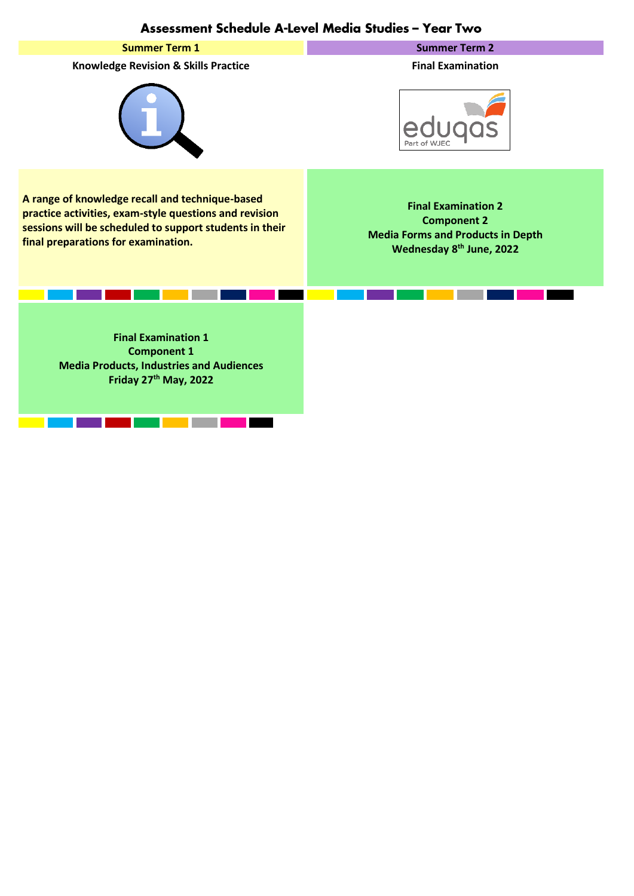# Assessment Schedule A-Level Media Studies – Year Two

| Summer Term 1 | Summer Term 2 |
|---|---|
| **Knowledge Revision & Skills Practice** | **Final Examination** |
| **A range of knowledge recall and technique-based practice activities, exam-style questions and revision sessions will be scheduled to support students in their final preparations for examination.** | **Final Examination 2**<br>**Component 2**<br>**Media Forms and Products in Depth**<br>**Wednesday 8th June, 2022** |
| **Final Examination 1**<br>**Component 1**<br>**Media Products, Industries and Audiences**<br>**Friday 27th May, 2022** | |